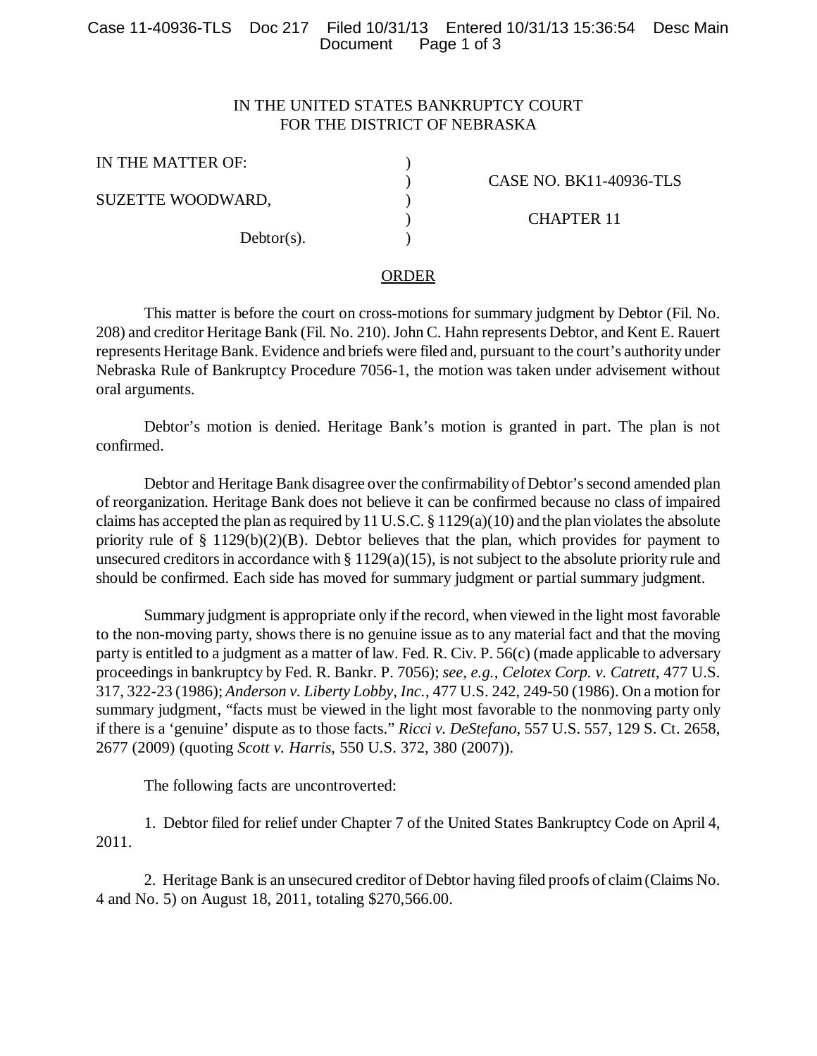IN THE UNITED STATES BANKRUPTCY COURT
FOR THE DISTRICT OF NEBRASKA

| | | |
|---|---|---|
| IN THE MATTER OF: | ) | |
| | ) | CASE NO. BK11-40936-TLS |
| SUZETTE WOODWARD, | ) | |
| | ) | CHAPTER 11 |
| Debtor(s). | ) | |

## ORDER

This matter is before the court on cross-motions for summary judgment by Debtor (Fil. No. 208) and creditor Heritage Bank (Fil. No. 210). John C. Hahn represents Debtor, and Kent E. Rauert represents Heritage Bank. Evidence and briefs were filed and, pursuant to the court's authority under Nebraska Rule of Bankruptcy Procedure 7056-1, the motion was taken under advisement without oral arguments.

Debtor's motion is denied. Heritage Bank's motion is granted in part. The plan is not confirmed.

Debtor and Heritage Bank disagree over the confirmability of Debtor's second amended plan of reorganization. Heritage Bank does not believe it can be confirmed because no class of impaired claims has accepted the plan as required by 11 U.S.C. § 1129(a)(10) and the plan violates the absolute priority rule of § 1129(b)(2)(B). Debtor believes that the plan, which provides for payment to unsecured creditors in accordance with § 1129(a)(15), is not subject to the absolute priority rule and should be confirmed. Each side has moved for summary judgment or partial summary judgment.

Summary judgment is appropriate only if the record, when viewed in the light most favorable to the non-moving party, shows there is no genuine issue as to any material fact and that the moving party is entitled to a judgment as a matter of law. Fed. R. Civ. P. 56(c) (made applicable to adversary proceedings in bankruptcy by Fed. R. Bankr. P. 7056); *see, e.g.*, *Celotex Corp. v. Catrett*, 477 U.S. 317, 322-23 (1986); *Anderson v. Liberty Lobby, Inc.*, 477 U.S. 242, 249-50 (1986). On a motion for summary judgment, "facts must be viewed in the light most favorable to the nonmoving party only if there is a 'genuine' dispute as to those facts." *Ricci v. DeStefano*, 557 U.S. 557, 129 S. Ct. 2658, 2677 (2009) (quoting *Scott v. Harris*, 550 U.S. 372, 380 (2007)).

The following facts are uncontroverted:

1. Debtor filed for relief under Chapter 7 of the United States Bankruptcy Code on April 4, 2011.

2. Heritage Bank is an unsecured creditor of Debtor having filed proofs of claim (Claims No. 4 and No. 5) on August 18, 2011, totaling $270,566.00.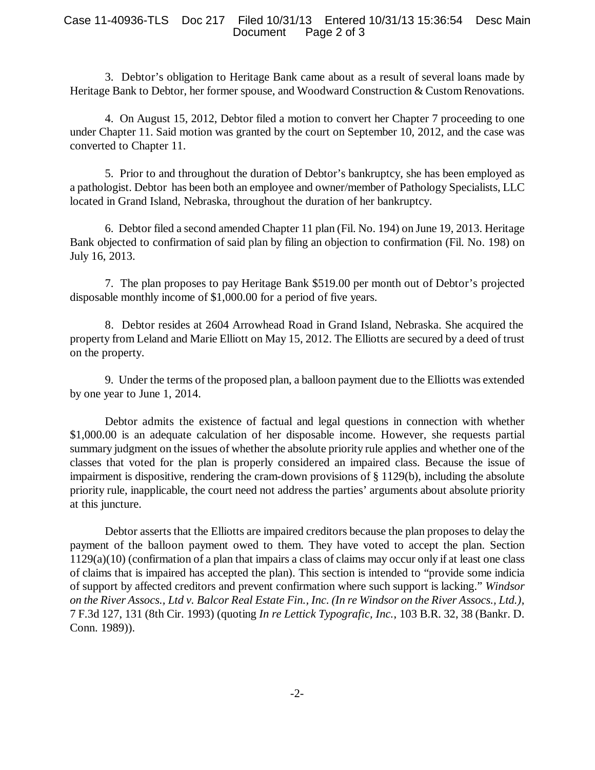3. Debtor's obligation to Heritage Bank came about as a result of several loans made by Heritage Bank to Debtor, her former spouse, and Woodward Construction & Custom Renovations.

4. On August 15, 2012, Debtor filed a motion to convert her Chapter 7 proceeding to one under Chapter 11. Said motion was granted by the court on September 10, 2012, and the case was converted to Chapter 11.

5. Prior to and throughout the duration of Debtor's bankruptcy, she has been employed as a pathologist. Debtor has been both an employee and owner/member of Pathology Specialists, LLC located in Grand Island, Nebraska, throughout the duration of her bankruptcy.

6. Debtor filed a second amended Chapter 11 plan (Fil. No. 194) on June 19, 2013. Heritage Bank objected to confirmation of said plan by filing an objection to confirmation (Fil. No. 198) on July 16, 2013.

7. The plan proposes to pay Heritage Bank $519.00 per month out of Debtor's projected disposable monthly income of $1,000.00 for a period of five years.

8. Debtor resides at 2604 Arrowhead Road in Grand Island, Nebraska. She acquired the property from Leland and Marie Elliott on May 15, 2012. The Elliotts are secured by a deed of trust on the property.

9. Under the terms of the proposed plan, a balloon payment due to the Elliotts was extended by one year to June 1, 2014.

Debtor admits the existence of factual and legal questions in connection with whether $1,000.00 is an adequate calculation of her disposable income. However, she requests partial summary judgment on the issues of whether the absolute priority rule applies and whether one of the classes that voted for the plan is properly considered an impaired class. Because the issue of impairment is dispositive, rendering the cram-down provisions of § 1129(b), including the absolute priority rule, inapplicable, the court need not address the parties' arguments about absolute priority at this juncture.

Debtor asserts that the Elliotts are impaired creditors because the plan proposes to delay the payment of the balloon payment owed to them. They have voted to accept the plan. Section 1129(a)(10) (confirmation of a plan that impairs a class of claims may occur only if at least one class of claims that is impaired has accepted the plan). This section is intended to "provide some indicia of support by affected creditors and prevent confirmation where such support is lacking." *Windsor on the River Assocs., Ltd v. Balcor Real Estate Fin., Inc. (In re Windsor on the River Assocs., Ltd.)*, 7 F.3d 127, 131 (8th Cir. 1993) (quoting *In re Lettick Typografic, Inc.*, 103 B.R. 32, 38 (Bankr. D. Conn. 1989)).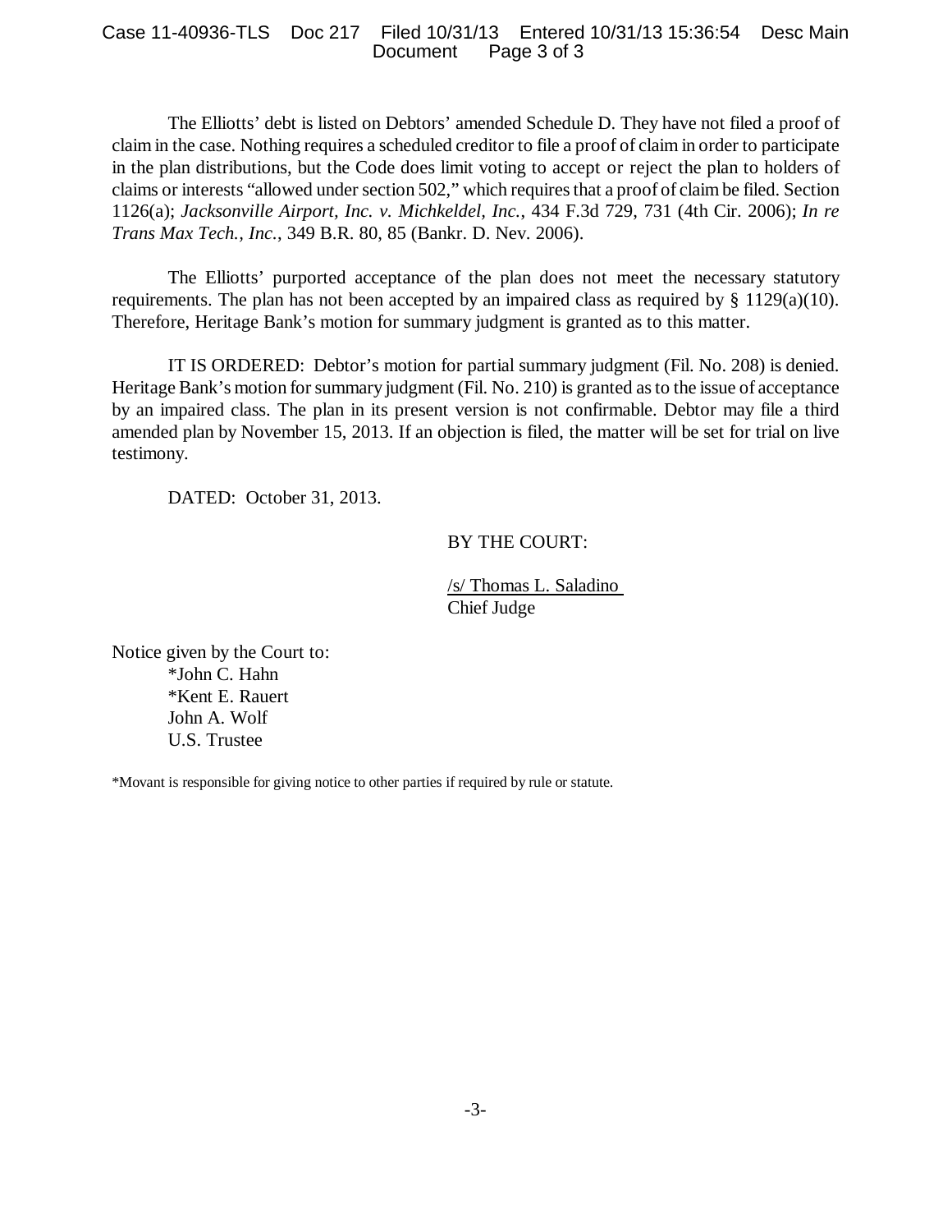The Elliotts' debt is listed on Debtors' amended Schedule D. They have not filed a proof of claim in the case. Nothing requires a scheduled creditor to file a proof of claim in order to participate in the plan distributions, but the Code does limit voting to accept or reject the plan to holders of claims or interests "allowed under section 502," which requires that a proof of claim be filed. Section 1126(a); *Jacksonville Airport, Inc. v. Michkeldel, Inc.*, 434 F.3d 729, 731 (4th Cir. 2006); *In re Trans Max Tech., Inc.*, 349 B.R. 80, 85 (Bankr. D. Nev. 2006).

The Elliotts' purported acceptance of the plan does not meet the necessary statutory requirements. The plan has not been accepted by an impaired class as required by § 1129(a)(10). Therefore, Heritage Bank's motion for summary judgment is granted as to this matter.

IT IS ORDERED: Debtor's motion for partial summary judgment (Fil. No. 208) is denied. Heritage Bank's motion for summary judgment (Fil. No. 210) is granted as to the issue of acceptance by an impaired class. The plan in its present version is not confirmable. Debtor may file a third amended plan by November 15, 2013. If an objection is filed, the matter will be set for trial on live testimony.

DATED: October 31, 2013.

BY THE COURT:

/s/ Thomas L. Saladino
Chief Judge

Notice given by the Court to:
*John C. Hahn
*Kent E. Rauert
John A. Wolf
U.S. Trustee

*Movant is responsible for giving notice to other parties if required by rule or statute.